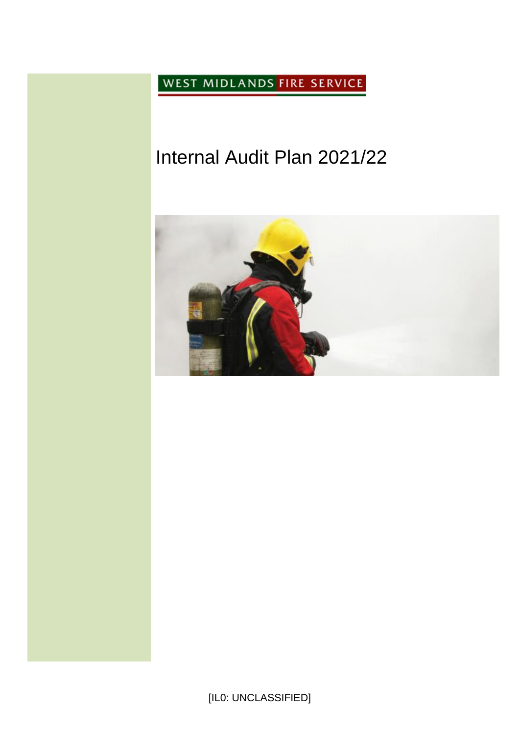WEST MIDLANDS FIRE SERVICE

# Internal Audit Plan 2021/22

[IL0: UNCLASSIFIED]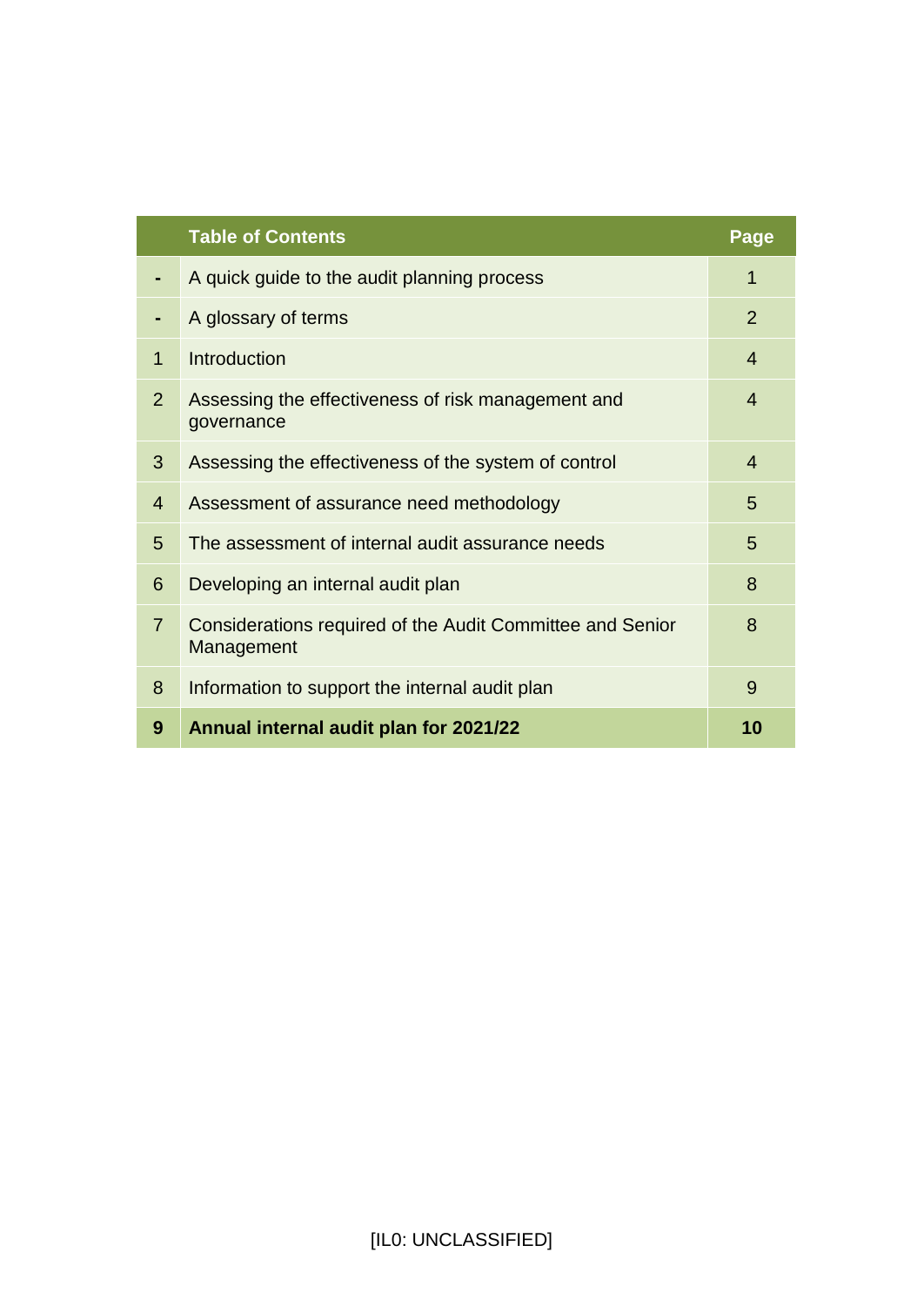| | Table of Contents | Page |
|---|---|---|
| - | A quick guide to the audit planning process | 1 |
| - | A glossary of terms | 2 |
| 1 | Introduction | 4 |
| 2 | Assessing the effectiveness of risk management and governance | 4 |
| 3 | Assessing the effectiveness of the system of control | 4 |
| 4 | Assessment of assurance need methodology | 5 |
| 5 | The assessment of internal audit assurance needs | 5 |
| 6 | Developing an internal audit plan | 8 |
| 7 | Considerations required of the Audit Committee and Senior Management | 8 |
| 8 | Information to support the internal audit plan | 9 |
| **9** | **Annual internal audit plan for 2021/22** | **10** |

[IL0: UNCLASSIFIED]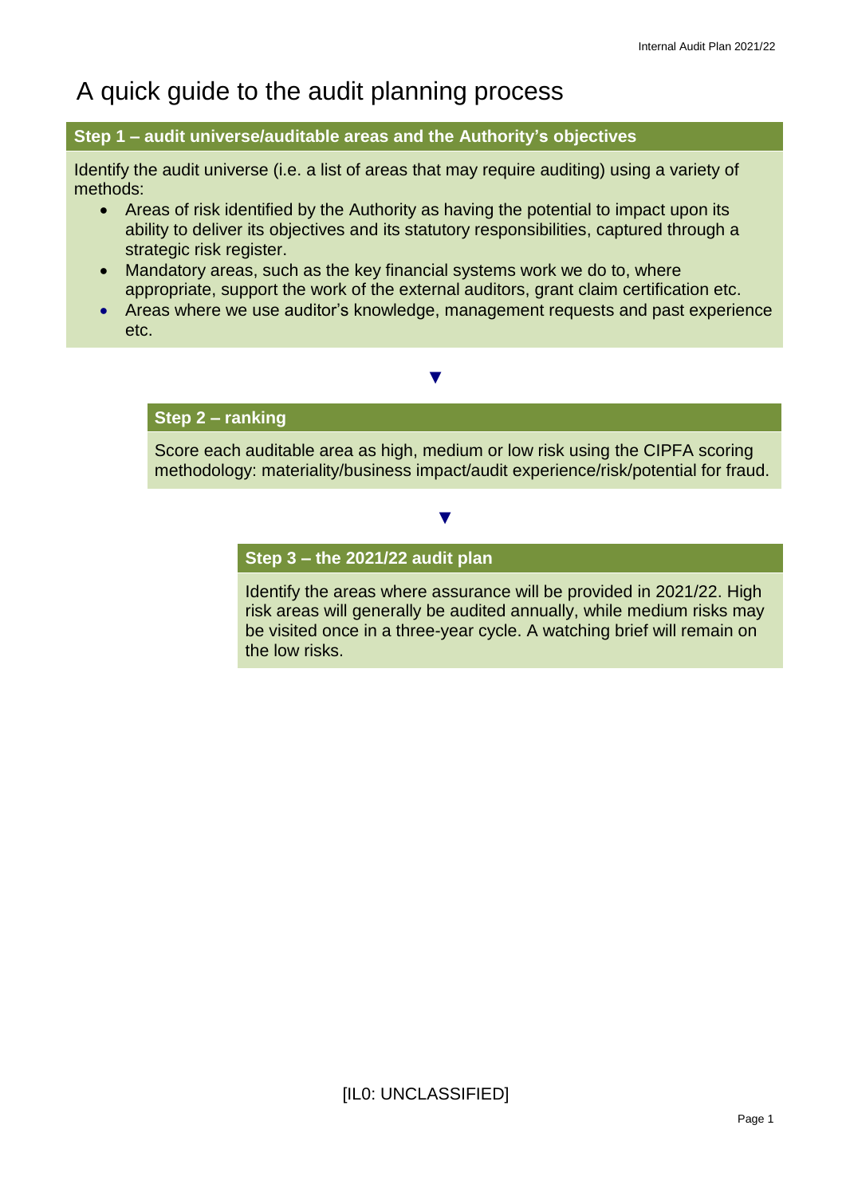# A quick guide to the audit planning process

## Step 1 – audit universe/auditable areas and the Authority's objectives

Identify the audit universe (i.e. a list of areas that may require auditing) using a variety of methods:

- Areas of risk identified by the Authority as having the potential to impact upon its ability to deliver its objectives and its statutory responsibilities, captured through a strategic risk register.
- Mandatory areas, such as the key financial systems work we do to, where appropriate, support the work of the external auditors, grant claim certification etc.
- Areas where we use auditor's knowledge, management requests and past experience etc.

▼

## Step 2 – ranking

Score each auditable area as high, medium or low risk using the CIPFA scoring methodology: materiality/business impact/audit experience/risk/potential for fraud.

▼

## Step 3 – the 2021/22 audit plan

Identify the areas where assurance will be provided in 2021/22. High risk areas will generally be audited annually, while medium risks may be visited once in a three-year cycle. A watching brief will remain on the low risks.

[IL0: UNCLASSIFIED]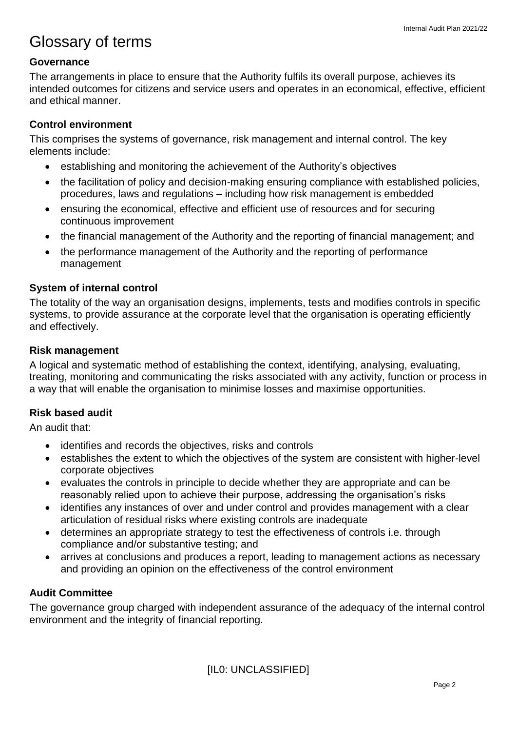# Glossary of terms

### Governance

The arrangements in place to ensure that the Authority fulfils its overall purpose, achieves its intended outcomes for citizens and service users and operates in an economical, effective, efficient and ethical manner.

### Control environment

This comprises the systems of governance, risk management and internal control. The key elements include:

- establishing and monitoring the achievement of the Authority's objectives
- the facilitation of policy and decision-making ensuring compliance with established policies, procedures, laws and regulations – including how risk management is embedded
- ensuring the economical, effective and efficient use of resources and for securing continuous improvement
- the financial management of the Authority and the reporting of financial management; and
- the performance management of the Authority and the reporting of performance management

### System of internal control

The totality of the way an organisation designs, implements, tests and modifies controls in specific systems, to provide assurance at the corporate level that the organisation is operating efficiently and effectively.

### Risk management

A logical and systematic method of establishing the context, identifying, analysing, evaluating, treating, monitoring and communicating the risks associated with any activity, function or process in a way that will enable the organisation to minimise losses and maximise opportunities.

### Risk based audit

An audit that:

- identifies and records the objectives, risks and controls
- establishes the extent to which the objectives of the system are consistent with higher-level corporate objectives
- evaluates the controls in principle to decide whether they are appropriate and can be reasonably relied upon to achieve their purpose, addressing the organisation's risks
- identifies any instances of over and under control and provides management with a clear articulation of residual risks where existing controls are inadequate
- determines an appropriate strategy to test the effectiveness of controls i.e. through compliance and/or substantive testing; and
- arrives at conclusions and produces a report, leading to management actions as necessary and providing an opinion on the effectiveness of the control environment

### Audit Committee

The governance group charged with independent assurance of the adequacy of the internal control environment and the integrity of financial reporting.

[IL0: UNCLASSIFIED]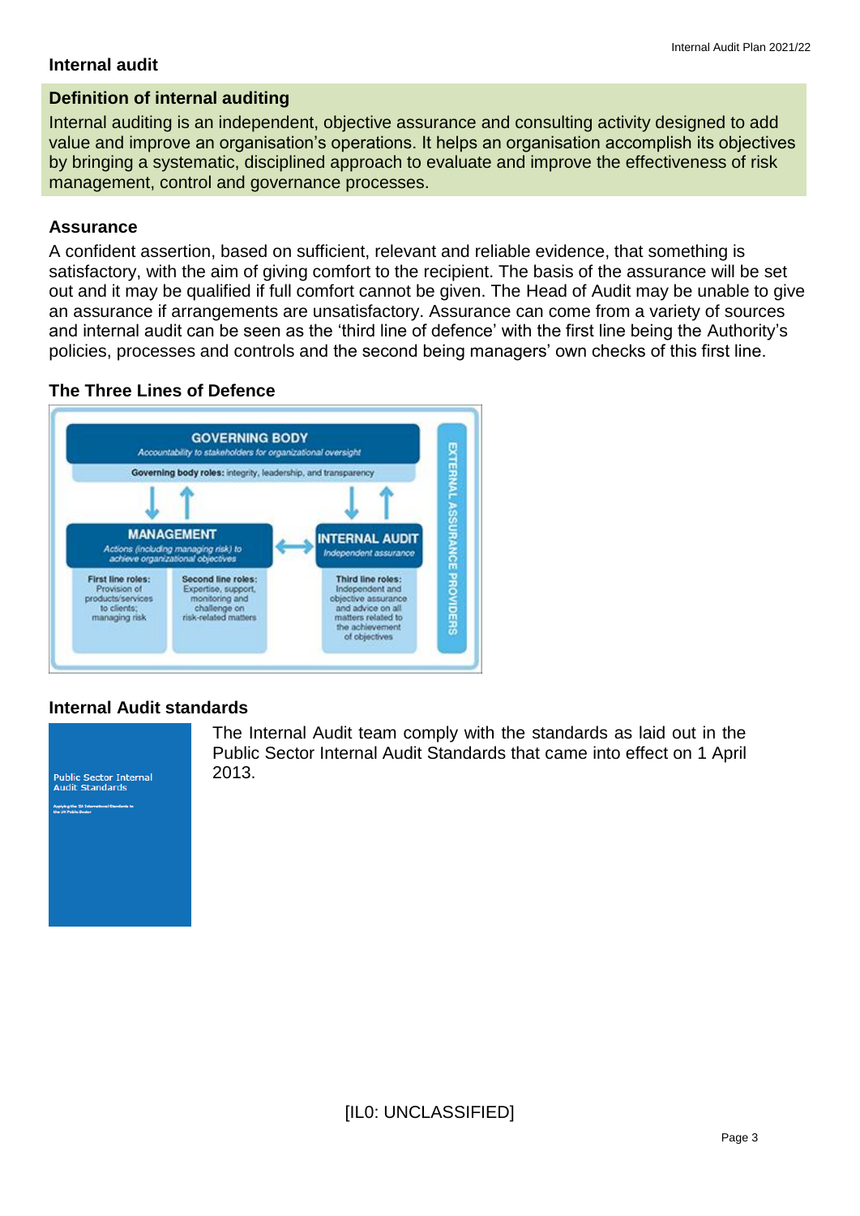## Internal audit

### Definition of internal auditing

Internal auditing is an independent, objective assurance and consulting activity designed to add value and improve an organisation's operations. It helps an organisation accomplish its objectives by bringing a systematic, disciplined approach to evaluate and improve the effectiveness of risk management, control and governance processes.

### Assurance

A confident assertion, based on sufficient, relevant and reliable evidence, that something is satisfactory, with the aim of giving comfort to the recipient. The basis of the assurance will be set out and it may be qualified if full comfort cannot be given. The Head of Audit may be unable to give an assurance if arrangements are unsatisfactory. Assurance can come from a variety of sources and internal audit can be seen as the 'third line of defence' with the first line being the Authority's policies, processes and controls and the second being managers' own checks of this first line.

### The Three Lines of Defence

**GOVERNING BODY**
*Accountability to stakeholders for organizational oversight*

**Governing body roles:** integrity, leadership, and transparency

**MANAGEMENT**
*Actions (including managing risk) to achieve organizational objectives*

- **First line roles:** Provision of products/services to clients; managing risk
- **Second line roles:** Expertise, support, monitoring and challenge on risk-related matters

**INTERNAL AUDIT**
*Independent assurance*

- **Third line roles:** Independent and objective assurance and advice on all matters related to the achievement of objectives

**EXTERNAL ASSURANCE PROVIDERS**

### Internal Audit standards

Public Sector Internal Audit Standards

Applying the IIA International Standards to the UK Public Sector

The Internal Audit team comply with the standards as laid out in the Public Sector Internal Audit Standards that came into effect on 1 April 2013.

[IL0: UNCLASSIFIED]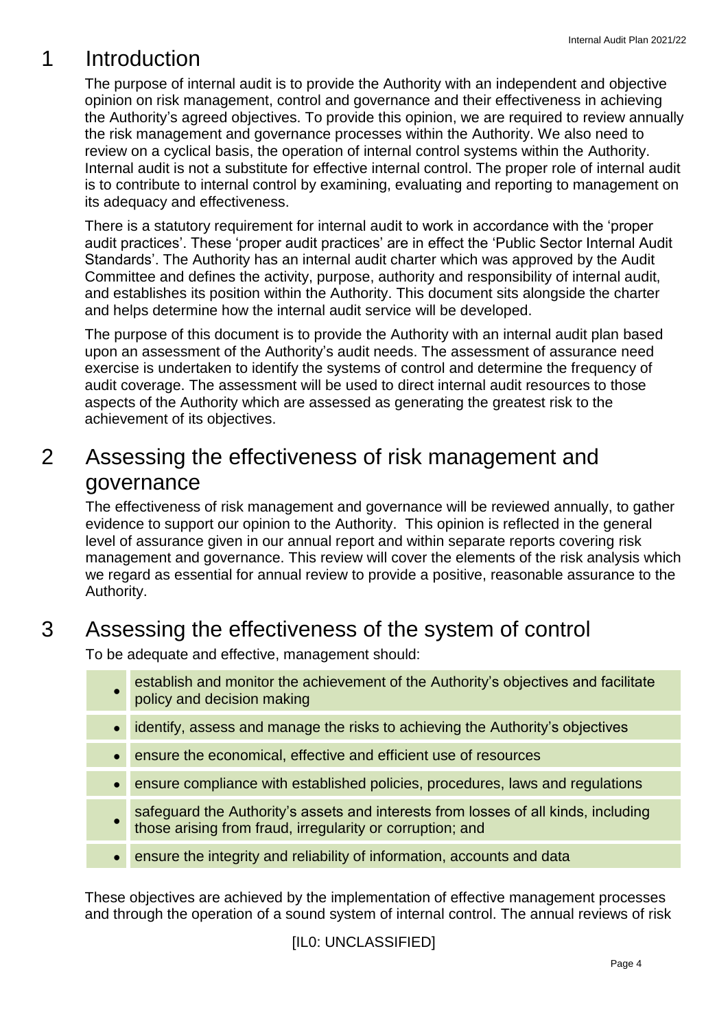# 1 Introduction

The purpose of internal audit is to provide the Authority with an independent and objective opinion on risk management, control and governance and their effectiveness in achieving the Authority's agreed objectives. To provide this opinion, we are required to review annually the risk management and governance processes within the Authority. We also need to review on a cyclical basis, the operation of internal control systems within the Authority. Internal audit is not a substitute for effective internal control. The proper role of internal audit is to contribute to internal control by examining, evaluating and reporting to management on its adequacy and effectiveness.

There is a statutory requirement for internal audit to work in accordance with the 'proper audit practices'. These 'proper audit practices' are in effect the 'Public Sector Internal Audit Standards'. The Authority has an internal audit charter which was approved by the Audit Committee and defines the activity, purpose, authority and responsibility of internal audit, and establishes its position within the Authority. This document sits alongside the charter and helps determine how the internal audit service will be developed.

The purpose of this document is to provide the Authority with an internal audit plan based upon an assessment of the Authority's audit needs. The assessment of assurance need exercise is undertaken to identify the systems of control and determine the frequency of audit coverage. The assessment will be used to direct internal audit resources to those aspects of the Authority which are assessed as generating the greatest risk to the achievement of its objectives.

# 2 Assessing the effectiveness of risk management and governance

The effectiveness of risk management and governance will be reviewed annually, to gather evidence to support our opinion to the Authority. This opinion is reflected in the general level of assurance given in our annual report and within separate reports covering risk management and governance. This review will cover the elements of the risk analysis which we regard as essential for annual review to provide a positive, reasonable assurance to the Authority.

# 3 Assessing the effectiveness of the system of control

To be adequate and effective, management should:

- establish and monitor the achievement of the Authority's objectives and facilitate policy and decision making
- identify, assess and manage the risks to achieving the Authority's objectives
- ensure the economical, effective and efficient use of resources
- ensure compliance with established policies, procedures, laws and regulations
- safeguard the Authority's assets and interests from losses of all kinds, including those arising from fraud, irregularity or corruption; and
- ensure the integrity and reliability of information, accounts and data

These objectives are achieved by the implementation of effective management processes and through the operation of a sound system of internal control. The annual reviews of risk

[IL0: UNCLASSIFIED]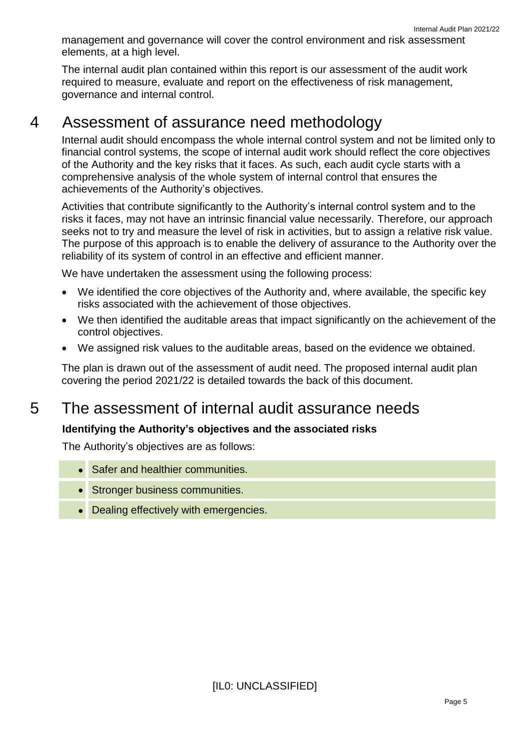management and governance will cover the control environment and risk assessment elements, at a high level.

The internal audit plan contained within this report is our assessment of the audit work required to measure, evaluate and report on the effectiveness of risk management, governance and internal control.

# 4 Assessment of assurance need methodology

Internal audit should encompass the whole internal control system and not be limited only to financial control systems, the scope of internal audit work should reflect the core objectives of the Authority and the key risks that it faces. As such, each audit cycle starts with a comprehensive analysis of the whole system of internal control that ensures the achievements of the Authority's objectives.

Activities that contribute significantly to the Authority's internal control system and to the risks it faces, may not have an intrinsic financial value necessarily. Therefore, our approach seeks not to try and measure the level of risk in activities, but to assign a relative risk value. The purpose of this approach is to enable the delivery of assurance to the Authority over the reliability of its system of control in an effective and efficient manner.

We have undertaken the assessment using the following process:

- We identified the core objectives of the Authority and, where available, the specific key risks associated with the achievement of those objectives.
- We then identified the auditable areas that impact significantly on the achievement of the control objectives.
- We assigned risk values to the auditable areas, based on the evidence we obtained.

The plan is drawn out of the assessment of audit need. The proposed internal audit plan covering the period 2021/22 is detailed towards the back of this document.

# 5 The assessment of internal audit assurance needs

**Identifying the Authority's objectives and the associated risks**

The Authority's objectives are as follows:

- Safer and healthier communities.
- Stronger business communities.
- Dealing effectively with emergencies.

[IL0: UNCLASSIFIED]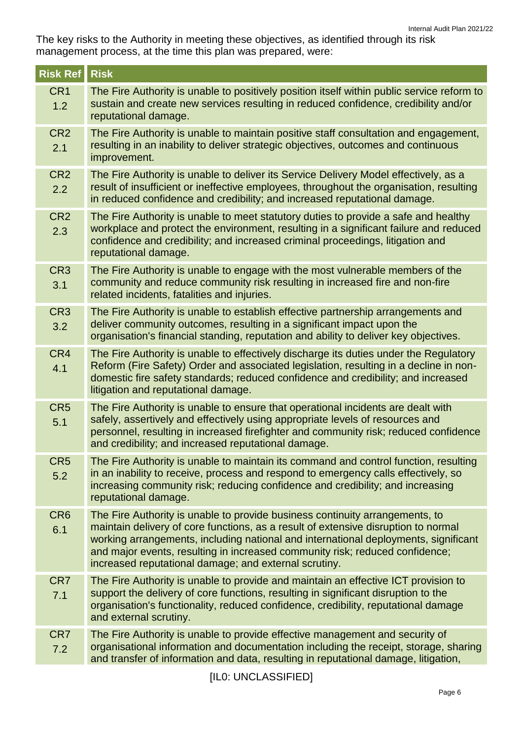The key risks to the Authority in meeting these objectives, as identified through its risk management process, at the time this plan was prepared, were:

| Risk Ref | Risk |
| --- | --- |
| CR1 1.2 | The Fire Authority is unable to positively position itself within public service reform to sustain and create new services resulting in reduced confidence, credibility and/or reputational damage. |
| CR2 2.1 | The Fire Authority is unable to maintain positive staff consultation and engagement, resulting in an inability to deliver strategic objectives, outcomes and continuous improvement. |
| CR2 2.2 | The Fire Authority is unable to deliver its Service Delivery Model effectively, as a result of insufficient or ineffective employees, throughout the organisation, resulting in reduced confidence and credibility; and increased reputational damage. |
| CR2 2.3 | The Fire Authority is unable to meet statutory duties to provide a safe and healthy workplace and protect the environment, resulting in a significant failure and reduced confidence and credibility; and increased criminal proceedings, litigation and reputational damage. |
| CR3 3.1 | The Fire Authority is unable to engage with the most vulnerable members of the community and reduce community risk resulting in increased fire and non-fire related incidents, fatalities and injuries. |
| CR3 3.2 | The Fire Authority is unable to establish effective partnership arrangements and deliver community outcomes, resulting in a significant impact upon the organisation's financial standing, reputation and ability to deliver key objectives. |
| CR4 4.1 | The Fire Authority is unable to effectively discharge its duties under the Regulatory Reform (Fire Safety) Order and associated legislation, resulting in a decline in non-domestic fire safety standards; reduced confidence and credibility; and increased litigation and reputational damage. |
| CR5 5.1 | The Fire Authority is unable to ensure that operational incidents are dealt with safely, assertively and effectively using appropriate levels of resources and personnel, resulting in increased firefighter and community risk; reduced confidence and credibility; and increased reputational damage. |
| CR5 5.2 | The Fire Authority is unable to maintain its command and control function, resulting in an inability to receive, process and respond to emergency calls effectively, so increasing community risk; reducing confidence and credibility; and increasing reputational damage. |
| CR6 6.1 | The Fire Authority is unable to provide business continuity arrangements, to maintain delivery of core functions, as a result of extensive disruption to normal working arrangements, including national and international deployments, significant and major events, resulting in increased community risk; reduced confidence; increased reputational damage; and external scrutiny. |
| CR7 7.1 | The Fire Authority is unable to provide and maintain an effective ICT provision to support the delivery of core functions, resulting in significant disruption to the organisation's functionality, reduced confidence, credibility, reputational damage and external scrutiny. |
| CR7 7.2 | The Fire Authority is unable to provide effective management and security of organisational information and documentation including the receipt, storage, sharing and transfer of information and data, resulting in reputational damage, litigation, |

[IL0: UNCLASSIFIED]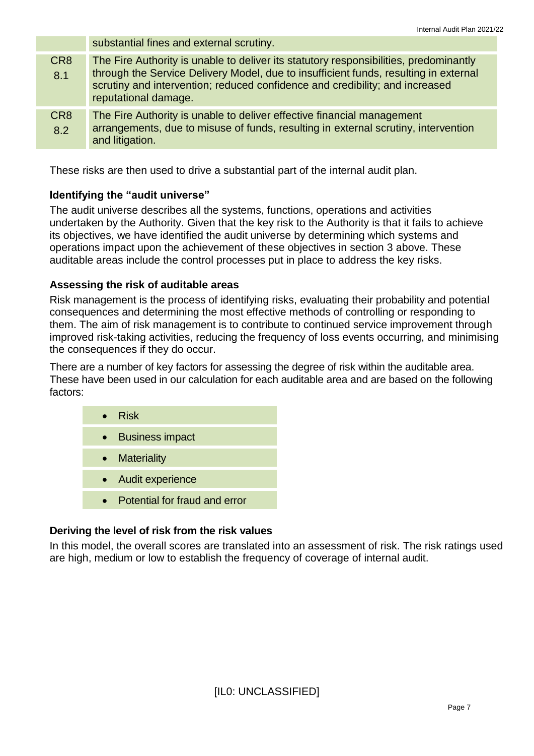| | |
|---|---|
| | substantial fines and external scrutiny. |
| CR8 8.1 | The Fire Authority is unable to deliver its statutory responsibilities, predominantly through the Service Delivery Model, due to insufficient funds, resulting in external scrutiny and intervention; reduced confidence and credibility; and increased reputational damage. |
| CR8 8.2 | The Fire Authority is unable to deliver effective financial management arrangements, due to misuse of funds, resulting in external scrutiny, intervention and litigation. |

These risks are then used to drive a substantial part of the internal audit plan.

**Identifying the "audit universe"**

The audit universe describes all the systems, functions, operations and activities undertaken by the Authority. Given that the key risk to the Authority is that it fails to achieve its objectives, we have identified the audit universe by determining which systems and operations impact upon the achievement of these objectives in section 3 above. These auditable areas include the control processes put in place to address the key risks.

**Assessing the risk of auditable areas**

Risk management is the process of identifying risks, evaluating their probability and potential consequences and determining the most effective methods of controlling or responding to them. The aim of risk management is to contribute to continued service improvement through improved risk-taking activities, reducing the frequency of loss events occurring, and minimising the consequences if they do occur.

There are a number of key factors for assessing the degree of risk within the auditable area. These have been used in our calculation for each auditable area and are based on the following factors:

- Risk
- Business impact
- Materiality
- Audit experience
- Potential for fraud and error

**Deriving the level of risk from the risk values**

In this model, the overall scores are translated into an assessment of risk. The risk ratings used are high, medium or low to establish the frequency of coverage of internal audit.

[IL0: UNCLASSIFIED]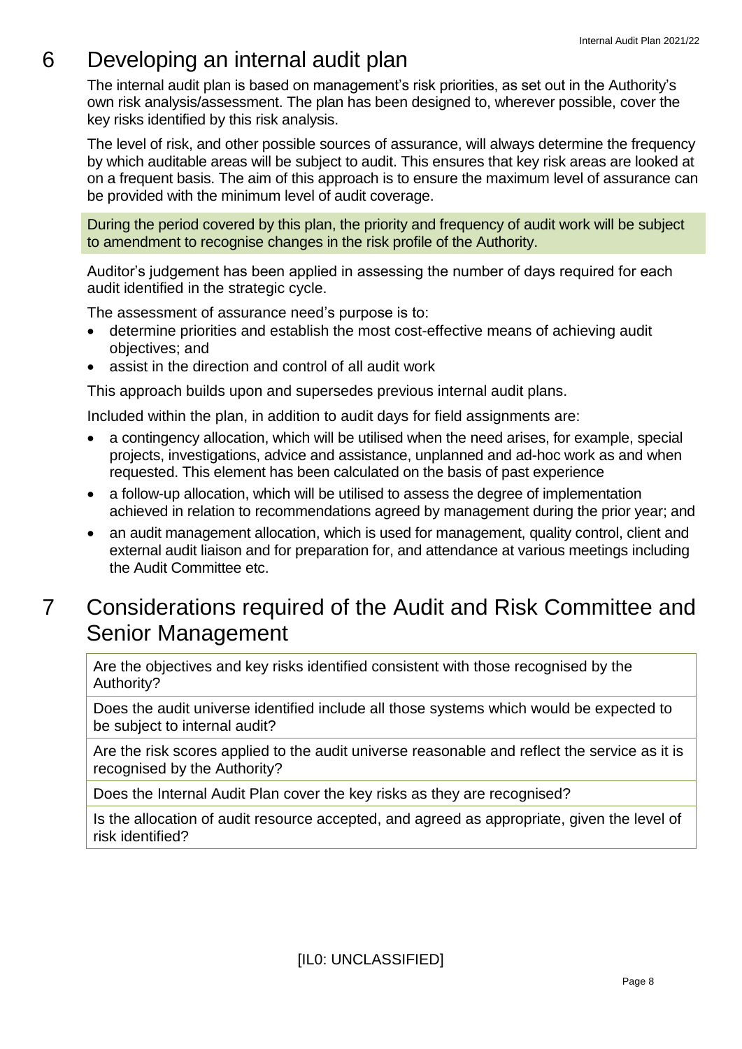## 6 Developing an internal audit plan

The internal audit plan is based on management's risk priorities, as set out in the Authority's own risk analysis/assessment. The plan has been designed to, wherever possible, cover the key risks identified by this risk analysis.

The level of risk, and other possible sources of assurance, will always determine the frequency by which auditable areas will be subject to audit. This ensures that key risk areas are looked at on a frequent basis. The aim of this approach is to ensure the maximum level of assurance can be provided with the minimum level of audit coverage.

During the period covered by this plan, the priority and frequency of audit work will be subject to amendment to recognise changes in the risk profile of the Authority.

Auditor's judgement has been applied in assessing the number of days required for each audit identified in the strategic cycle.

The assessment of assurance need's purpose is to:

- determine priorities and establish the most cost-effective means of achieving audit objectives; and
- assist in the direction and control of all audit work

This approach builds upon and supersedes previous internal audit plans.

Included within the plan, in addition to audit days for field assignments are:

- a contingency allocation, which will be utilised when the need arises, for example, special projects, investigations, advice and assistance, unplanned and ad-hoc work as and when requested. This element has been calculated on the basis of past experience
- a follow-up allocation, which will be utilised to assess the degree of implementation achieved in relation to recommendations agreed by management during the prior year; and
- an audit management allocation, which is used for management, quality control, client and external audit liaison and for preparation for, and attendance at various meetings including the Audit Committee etc.

## 7 Considerations required of the Audit and Risk Committee and Senior Management

| |
|---|
| Are the objectives and key risks identified consistent with those recognised by the Authority? |
| Does the audit universe identified include all those systems which would be expected to be subject to internal audit? |
| Are the risk scores applied to the audit universe reasonable and reflect the service as it is recognised by the Authority? |
| Does the Internal Audit Plan cover the key risks as they are recognised? |
| Is the allocation of audit resource accepted, and agreed as appropriate, given the level of risk identified? |

[IL0: UNCLASSIFIED]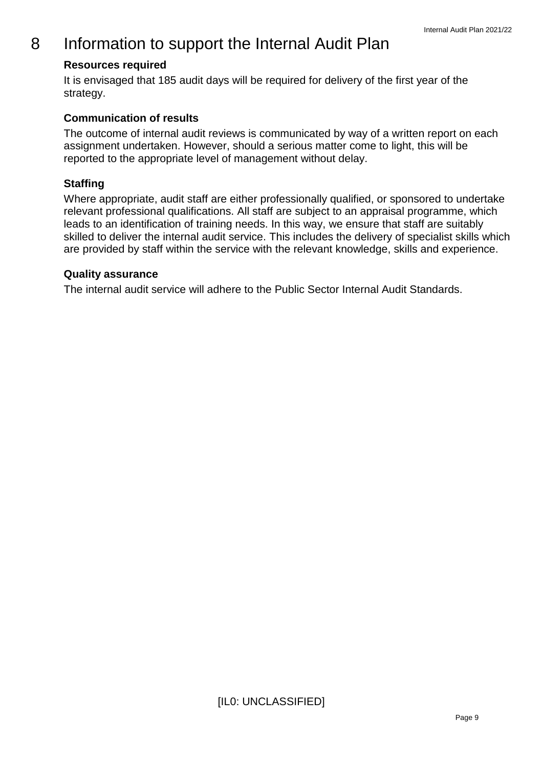# 8 Information to support the Internal Audit Plan

**Resources required**

It is envisaged that 185 audit days will be required for delivery of the first year of the strategy.

**Communication of results**

The outcome of internal audit reviews is communicated by way of a written report on each assignment undertaken. However, should a serious matter come to light, this will be reported to the appropriate level of management without delay.

**Staffing**

Where appropriate, audit staff are either professionally qualified, or sponsored to undertake relevant professional qualifications. All staff are subject to an appraisal programme, which leads to an identification of training needs. In this way, we ensure that staff are suitably skilled to deliver the internal audit service. This includes the delivery of specialist skills which are provided by staff within the service with the relevant knowledge, skills and experience.

**Quality assurance**

The internal audit service will adhere to the Public Sector Internal Audit Standards.

[IL0: UNCLASSIFIED]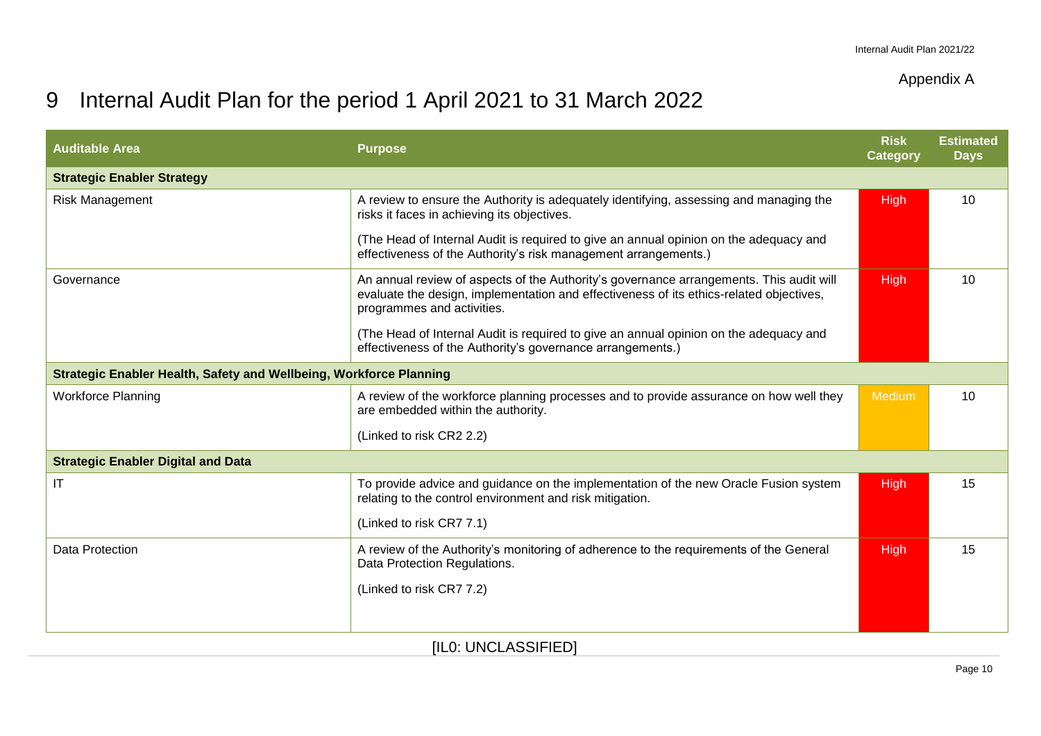Appendix A

# 9 Internal Audit Plan for the period 1 April 2021 to 31 March 2022

| Auditable Area | Purpose | Risk Category | Estimated Days |
|---|---|---|---|
| **Strategic Enabler Strategy** | | | |
| Risk Management | A review to ensure the Authority is adequately identifying, assessing and managing the risks it faces in achieving its objectives.<br><br>(The Head of Internal Audit is required to give an annual opinion on the adequacy and effectiveness of the Authority's risk management arrangements.) | High | 10 |
| Governance | An annual review of aspects of the Authority's governance arrangements. This audit will evaluate the design, implementation and effectiveness of its ethics-related objectives, programmes and activities.<br><br>(The Head of Internal Audit is required to give an annual opinion on the adequacy and effectiveness of the Authority's governance arrangements.) | High | 10 |
| **Strategic Enabler Health, Safety and Wellbeing, Workforce Planning** | | | |
| Workforce Planning | A review of the workforce planning processes and to provide assurance on how well they are embedded within the authority.<br><br>(Linked to risk CR2 2.2) | Medium | 10 |
| **Strategic Enabler Digital and Data** | | | |
| IT | To provide advice and guidance on the implementation of the new Oracle Fusion system relating to the control environment and risk mitigation.<br><br>(Linked to risk CR7 7.1) | High | 15 |
| Data Protection | A review of the Authority's monitoring of adherence to the requirements of the General Data Protection Regulations.<br><br>(Linked to risk CR7 7.2) | High | 15 |

[IL0: UNCLASSIFIED]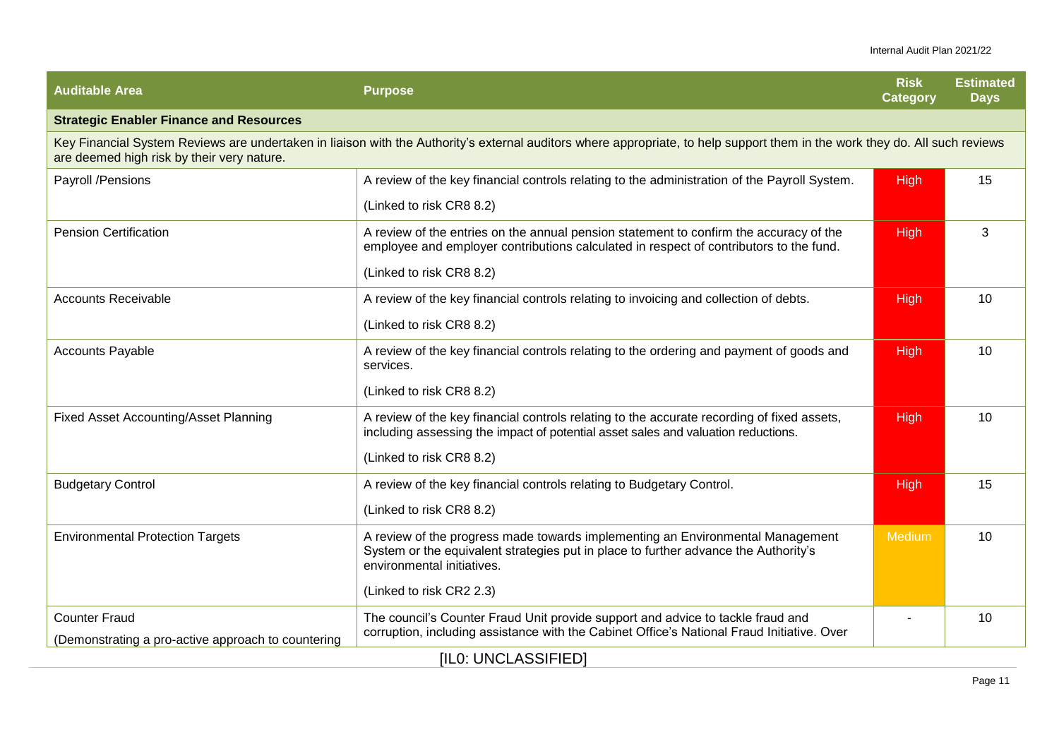| Auditable Area | Purpose | Risk Category | Estimated Days |
|---|---|---|---|
| **Strategic Enabler Finance and Resources** | | | |
| Key Financial System Reviews are undertaken in liaison with the Authority's external auditors where appropriate, to help support them in the work they do. All such reviews are deemed high risk by their very nature. | | | |
| Payroll /Pensions | A review of the key financial controls relating to the administration of the Payroll System.<br><br>(Linked to risk CR8 8.2) | High | 15 |
| Pension Certification | A review of the entries on the annual pension statement to confirm the accuracy of the employee and employer contributions calculated in respect of contributors to the fund.<br><br>(Linked to risk CR8 8.2) | High | 3 |
| Accounts Receivable | A review of the key financial controls relating to invoicing and collection of debts.<br><br>(Linked to risk CR8 8.2) | High | 10 |
| Accounts Payable | A review of the key financial controls relating to the ordering and payment of goods and services.<br><br>(Linked to risk CR8 8.2) | High | 10 |
| Fixed Asset Accounting/Asset Planning | A review of the key financial controls relating to the accurate recording of fixed assets, including assessing the impact of potential asset sales and valuation reductions.<br><br>(Linked to risk CR8 8.2) | High | 10 |
| Budgetary Control | A review of the key financial controls relating to Budgetary Control.<br><br>(Linked to risk CR8 8.2) | High | 15 |
| Environmental Protection Targets | A review of the progress made towards implementing an Environmental Management System or the equivalent strategies put in place to further advance the Authority's environmental initiatives.<br><br>(Linked to risk CR2 2.3) | Medium | 10 |
| Counter Fraud<br><br>(Demonstrating a pro-active approach to countering | The council's Counter Fraud Unit provide support and advice to tackle fraud and corruption, including assistance with the Cabinet Office's National Fraud Initiative. Over | - | 10 |

[IL0: UNCLASSIFIED]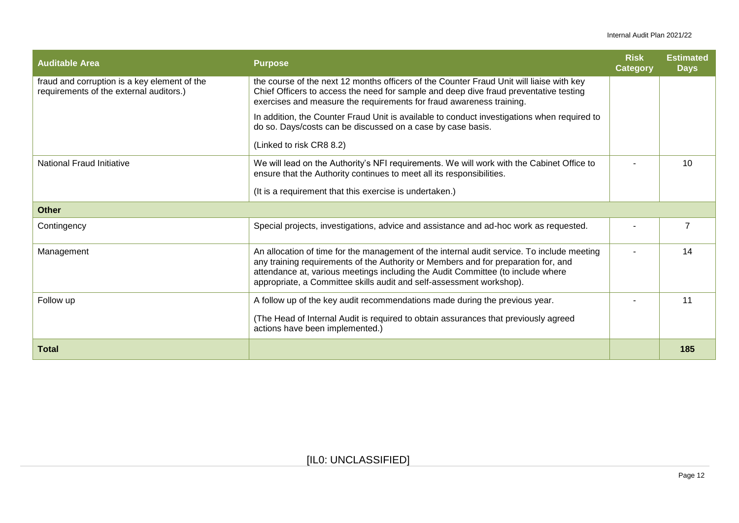| Auditable Area | Purpose | Risk Category | Estimated Days |
|---|---|---|---|
| fraud and corruption is a key element of the requirements of the external auditors.) | the course of the next 12 months officers of the Counter Fraud Unit will liaise with key Chief Officers to access the need for sample and deep dive fraud preventative testing exercises and measure the requirements for fraud awareness training.<br><br>In addition, the Counter Fraud Unit is available to conduct investigations when required to do so. Days/costs can be discussed on a case by case basis.<br><br>(Linked to risk CR8 8.2) | | |
| National Fraud Initiative | We will lead on the Authority's NFI requirements. We will work with the Cabinet Office to ensure that the Authority continues to meet all its responsibilities.<br><br>(It is a requirement that this exercise is undertaken.) | - | 10 |
| **Other** | | | |
| Contingency | Special projects, investigations, advice and assistance and ad-hoc work as requested. | - | 7 |
| Management | An allocation of time for the management of the internal audit service. To include meeting any training requirements of the Authority or Members and for preparation for, and attendance at, various meetings including the Audit Committee (to include where appropriate, a Committee skills audit and self-assessment workshop). | - | 14 |
| Follow up | A follow up of the key audit recommendations made during the previous year.<br><br>(The Head of Internal Audit is required to obtain assurances that previously agreed actions have been implemented.) | - | 11 |
| **Total** | | | **185** |

[IL0: UNCLASSIFIED]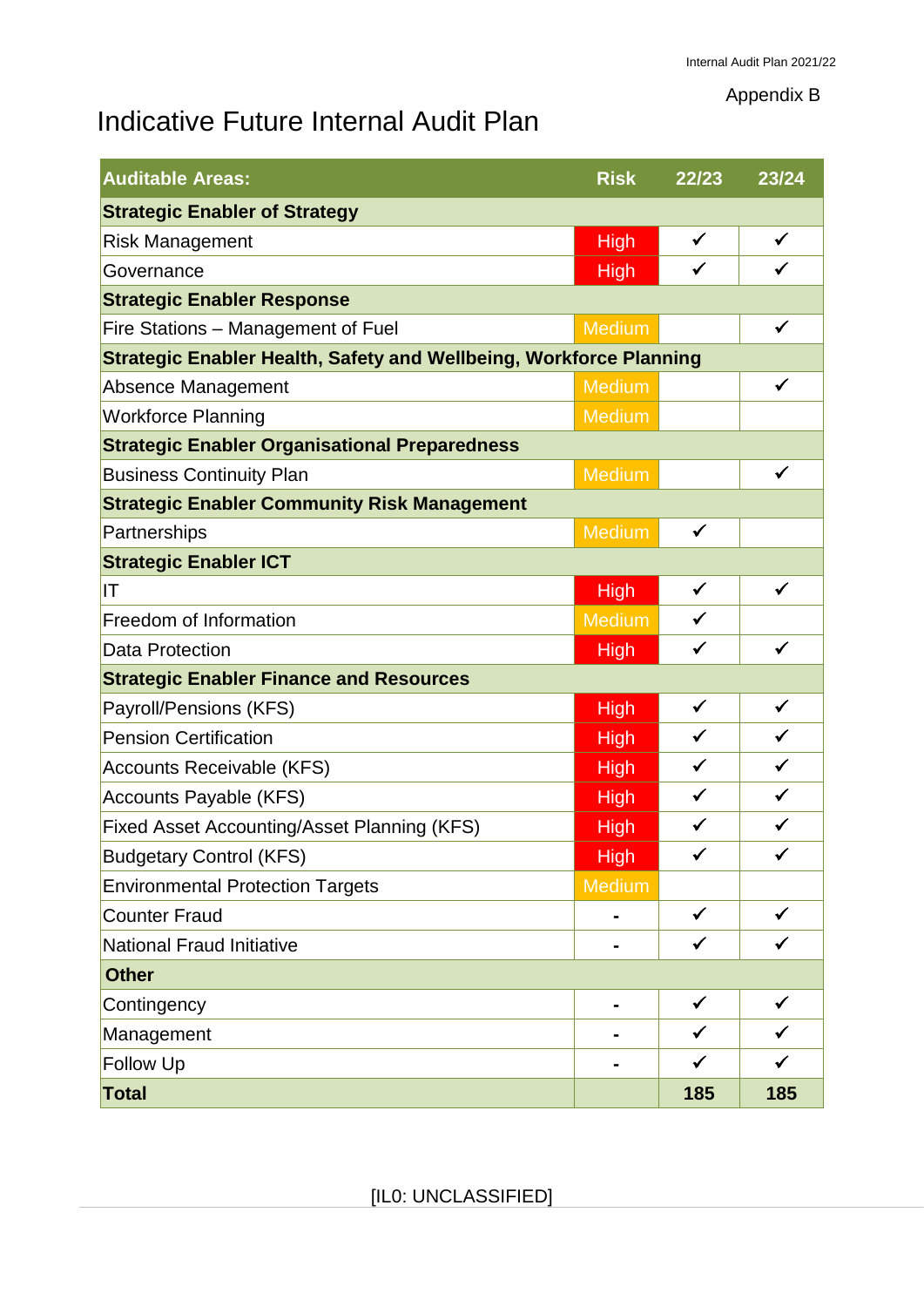Appendix B

# Indicative Future Internal Audit Plan

| Auditable Areas: | Risk | 22/23 | 23/24 |
|---|---|---|---|
| **Strategic Enabler of Strategy** | | | |
| Risk Management | High | ✓ | ✓ |
| Governance | High | ✓ | ✓ |
| **Strategic Enabler Response** | | | |
| Fire Stations – Management of Fuel | Medium | | ✓ |
| **Strategic Enabler Health, Safety and Wellbeing, Workforce Planning** | | | |
| Absence Management | Medium | | ✓ |
| Workforce Planning | Medium | | |
| **Strategic Enabler Organisational Preparedness** | | | |
| Business Continuity Plan | Medium | | ✓ |
| **Strategic Enabler Community Risk Management** | | | |
| Partnerships | Medium | ✓ | |
| **Strategic Enabler ICT** | | | |
| IT | High | ✓ | ✓ |
| Freedom of Information | Medium | ✓ | |
| Data Protection | High | ✓ | ✓ |
| **Strategic Enabler Finance and Resources** | | | |
| Payroll/Pensions (KFS) | High | ✓ | ✓ |
| Pension Certification | High | ✓ | ✓ |
| Accounts Receivable (KFS) | High | ✓ | ✓ |
| Accounts Payable (KFS) | High | ✓ | ✓ |
| Fixed Asset Accounting/Asset Planning (KFS) | High | ✓ | ✓ |
| Budgetary Control (KFS) | High | ✓ | ✓ |
| Environmental Protection Targets | Medium | | |
| Counter Fraud | - | ✓ | ✓ |
| National Fraud Initiative | - | ✓ | ✓ |
| **Other** | | | |
| Contingency | - | ✓ | ✓ |
| Management | - | ✓ | ✓ |
| Follow Up | - | ✓ | ✓ |
| **Total** | | **185** | **185** |

[IL0: UNCLASSIFIED]